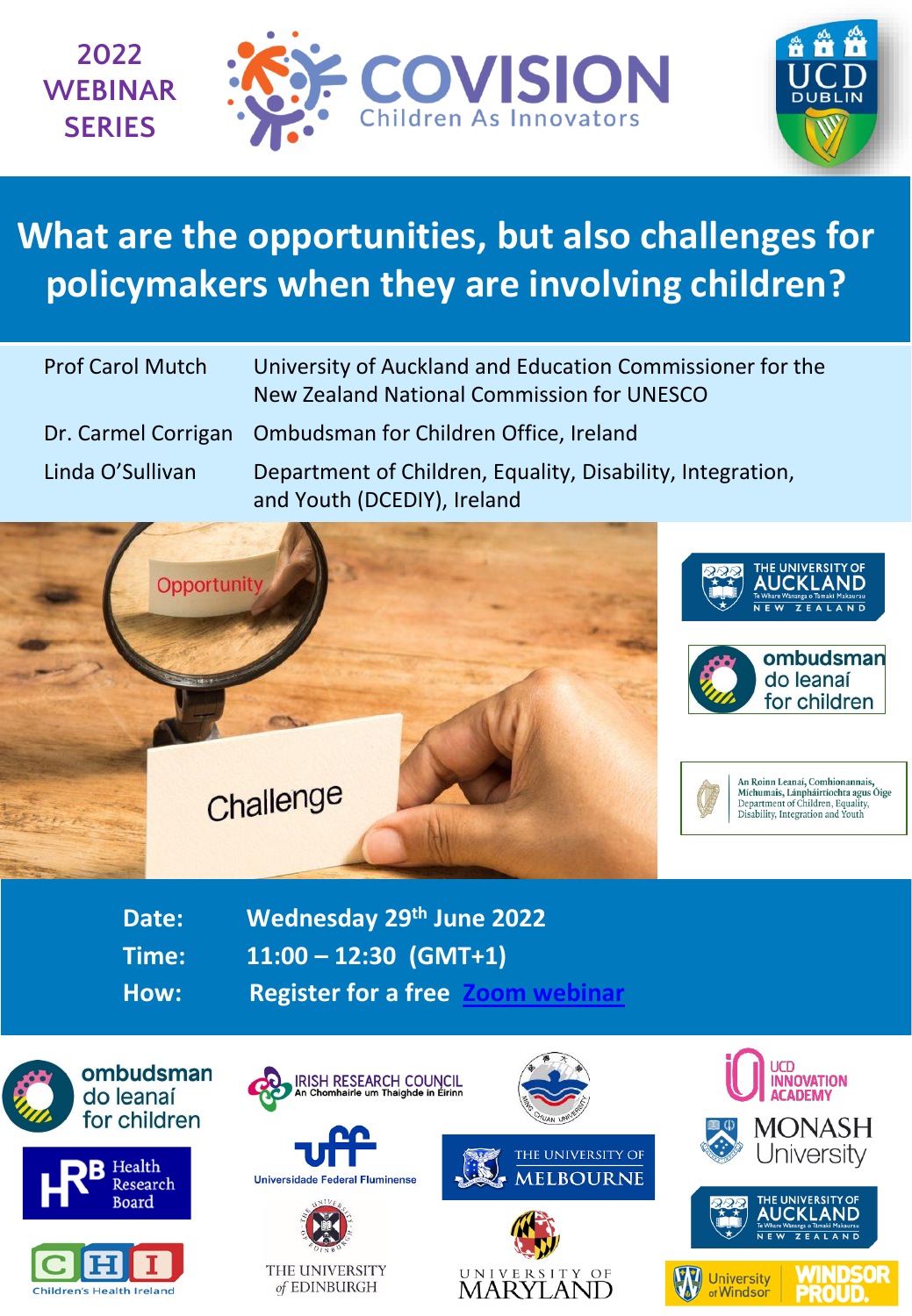2022 WEBINAR SERIES

COVISION
Children As Innovators

UCD DUBLIN

# What are the opportunities, but also challenges for policymakers when they are involving children?

| | |
|---|---|
| Prof Carol Mutch | University of Auckland and Education Commissioner for the New Zealand National Commission for UNESCO |
| Dr. Carmel Corrigan | Ombudsman for Children Office, Ireland |
| Linda O'Sullivan | Department of Children, Equality, Disability, Integration, and Youth (DCEDIY), Ireland |

Opportunity

Challenge

The University of Auckland Te Whare Wānanga o Tāmaki Makaurau New Zealand

ombudsman do leanaí for children

An Roinn Leanaí, Comhionannais, Míchumais, Lánpháirtíochta agus Óige
Department of Children, Equality, Disability, Integration and Youth

**Date:** Wednesday 29th June 2022

**Time:** 11:00 – 12:30 (GMT+1)

**How:** Register for a free [Zoom webinar]

ombudsman do leanaí for children

Irish Research Council
An Chomhairle um Thaighde in Éirinn

Ming Chuan University

UCD Innovation Academy

Monash University

HRB Health Research Board

uff Universidade Federal Fluminense

The University of Melbourne

The University of Auckland Te Whare Wānanga o Tāmaki Makaurau New Zealand

CHI Children's Health Ireland

The University of Edinburgh

University of Maryland

University of Windsor — Windsor Proud.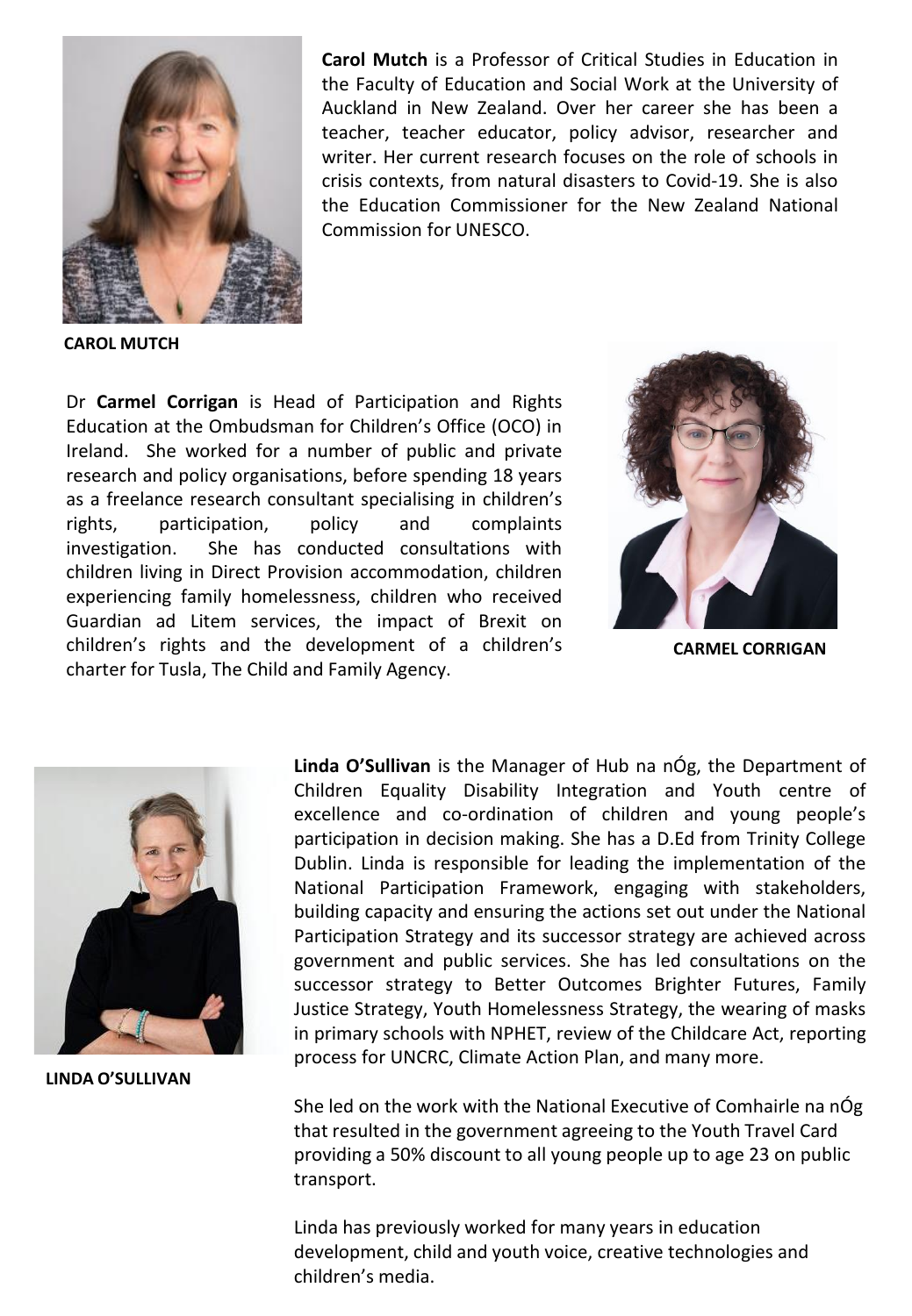**Carol Mutch** is a Professor of Critical Studies in Education in the Faculty of Education and Social Work at the University of Auckland in New Zealand. Over her career she has been a teacher, teacher educator, policy advisor, researcher and writer. Her current research focuses on the role of schools in crisis contexts, from natural disasters to Covid-19. She is also the Education Commissioner for the New Zealand National Commission for UNESCO.

**CAROL MUTCH**

Dr **Carmel Corrigan** is Head of Participation and Rights Education at the Ombudsman for Children's Office (OCO) in Ireland. She worked for a number of public and private research and policy organisations, before spending 18 years as a freelance research consultant specialising in children's rights, participation, policy and complaints investigation. She has conducted consultations with children living in Direct Provision accommodation, children experiencing family homelessness, children who received Guardian ad Litem services, the impact of Brexit on children's rights and the development of a children's charter for Tusla, The Child and Family Agency.

**CARMEL CORRIGAN**

**Linda O'Sullivan** is the Manager of Hub na nÓg, the Department of Children Equality Disability Integration and Youth centre of excellence and co-ordination of children and young people's participation in decision making. She has a D.Ed from Trinity College Dublin. Linda is responsible for leading the implementation of the National Participation Framework, engaging with stakeholders, building capacity and ensuring the actions set out under the National Participation Strategy and its successor strategy are achieved across government and public services. She has led consultations on the successor strategy to Better Outcomes Brighter Futures, Family Justice Strategy, Youth Homelessness Strategy, the wearing of masks in primary schools with NPHET, review of the Childcare Act, reporting process for UNCRC, Climate Action Plan, and many more.

She led on the work with the National Executive of Comhairle na nÓg that resulted in the government agreeing to the Youth Travel Card providing a 50% discount to all young people up to age 23 on public transport.

Linda has previously worked for many years in education development, child and youth voice, creative technologies and children's media.

**LINDA O'SULLIVAN**